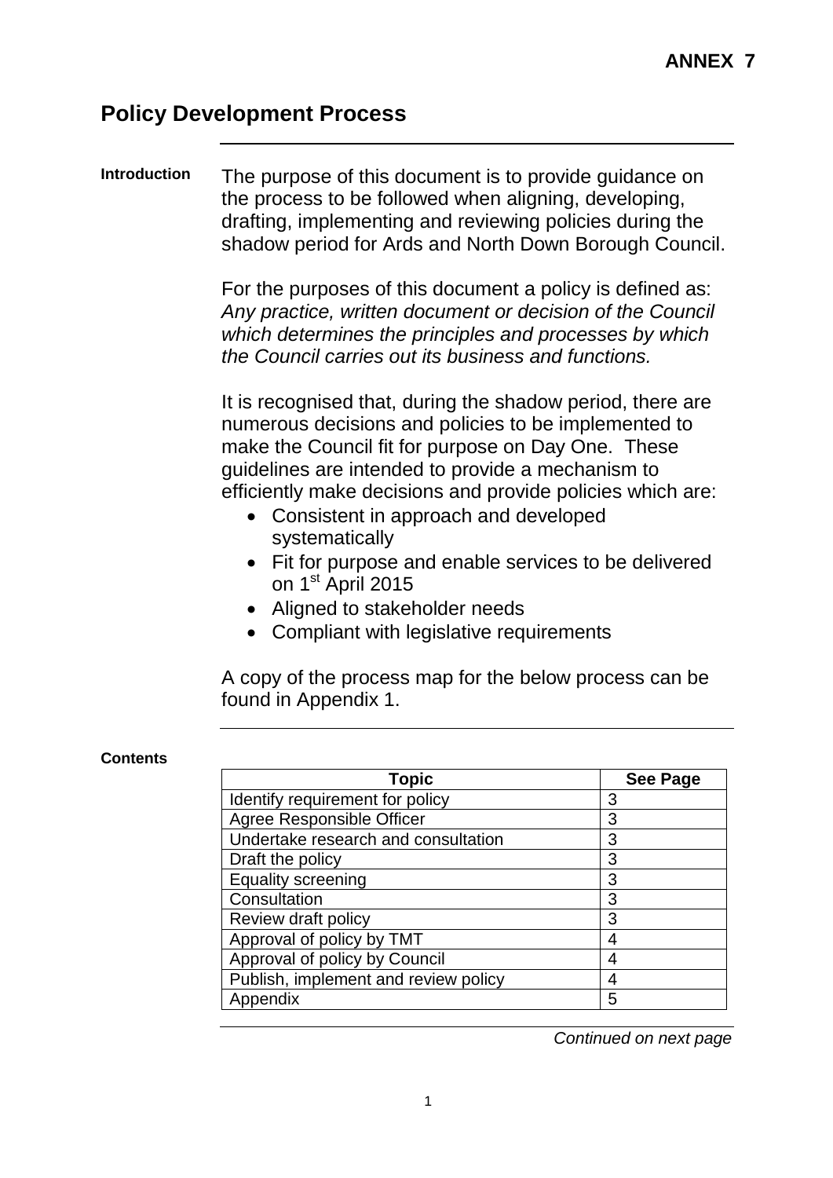**ANNEX 7**

# Policy Development Process

**Introduction**

The purpose of this document is to provide guidance on the process to be followed when aligning, developing, drafting, implementing and reviewing policies during the shadow period for Ards and North Down Borough Council.

For the purposes of this document a policy is defined as: *Any practice, written document or decision of the Council which determines the principles and processes by which the Council carries out its business and functions.*

It is recognised that, during the shadow period, there are numerous decisions and policies to be implemented to make the Council fit for purpose on Day One. These guidelines are intended to provide a mechanism to efficiently make decisions and provide policies which are:

- Consistent in approach and developed systematically
- Fit for purpose and enable services to be delivered on 1st April 2015
- Aligned to stakeholder needs
- Compliant with legislative requirements

A copy of the process map for the below process can be found in Appendix 1.

**Contents**

| Topic | See Page |
|---|---|
| Identify requirement for policy | 3 |
| Agree Responsible Officer | 3 |
| Undertake research and consultation | 3 |
| Draft the policy | 3 |
| Equality screening | 3 |
| Consultation | 3 |
| Review draft policy | 3 |
| Approval of policy by TMT | 4 |
| Approval of policy by Council | 4 |
| Publish, implement and review policy | 4 |
| Appendix | 5 |

*Continued on next page*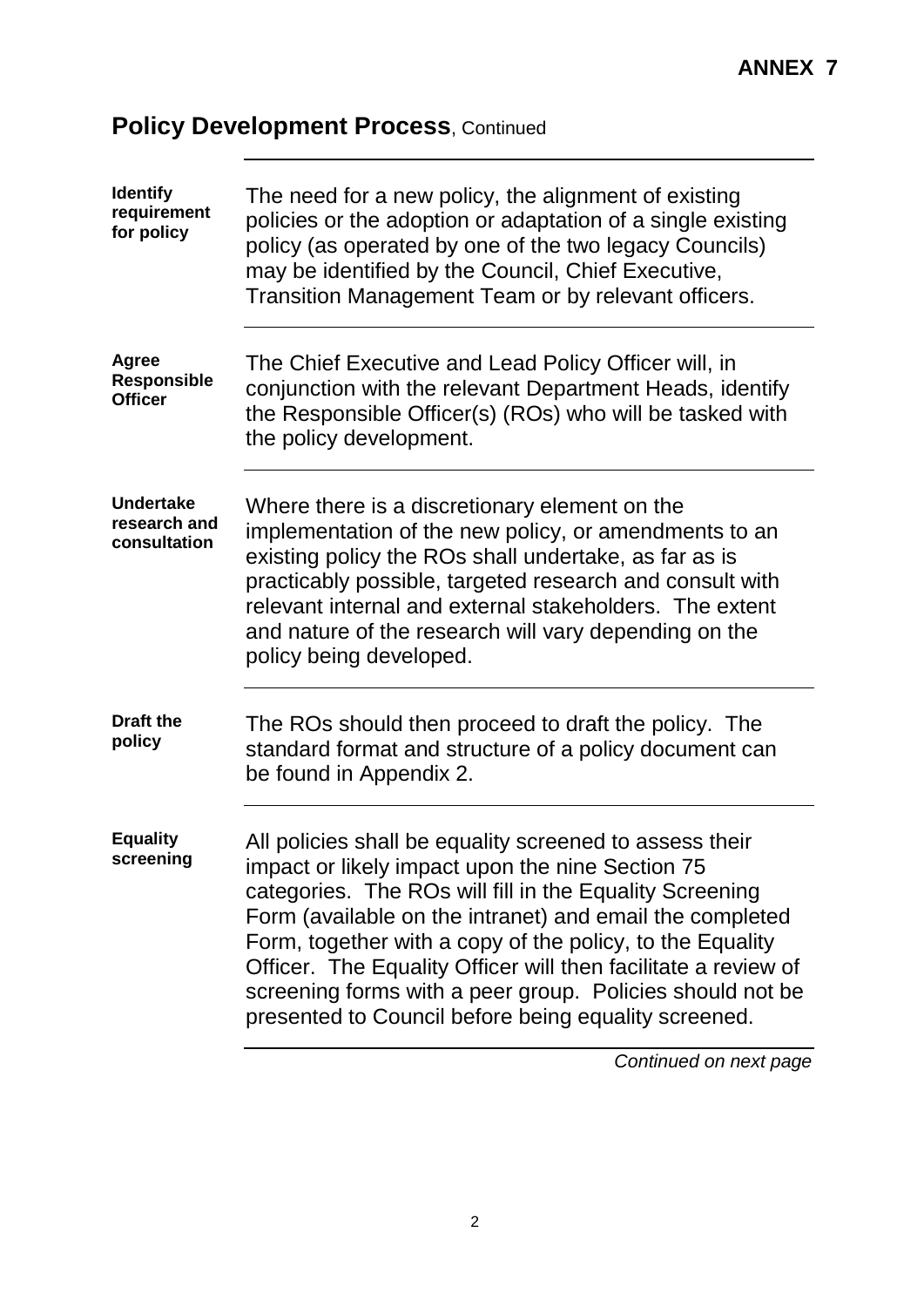**ANNEX 7**

## Policy Development Process, Continued

**Identify requirement for policy**

The need for a new policy, the alignment of existing policies or the adoption or adaptation of a single existing policy (as operated by one of the two legacy Councils) may be identified by the Council, Chief Executive, Transition Management Team or by relevant officers.

**Agree Responsible Officer**

The Chief Executive and Lead Policy Officer will, in conjunction with the relevant Department Heads, identify the Responsible Officer(s) (ROs) who will be tasked with the policy development.

**Undertake research and consultation**

Where there is a discretionary element on the implementation of the new policy, or amendments to an existing policy the ROs shall undertake, as far as is practicably possible, targeted research and consult with relevant internal and external stakeholders. The extent and nature of the research will vary depending on the policy being developed.

**Draft the policy**

The ROs should then proceed to draft the policy. The standard format and structure of a policy document can be found in Appendix 2.

**Equality screening**

All policies shall be equality screened to assess their impact or likely impact upon the nine Section 75 categories. The ROs will fill in the Equality Screening Form (available on the intranet) and email the completed Form, together with a copy of the policy, to the Equality Officer. The Equality Officer will then facilitate a review of screening forms with a peer group. Policies should not be presented to Council before being equality screened.

*Continued on next page*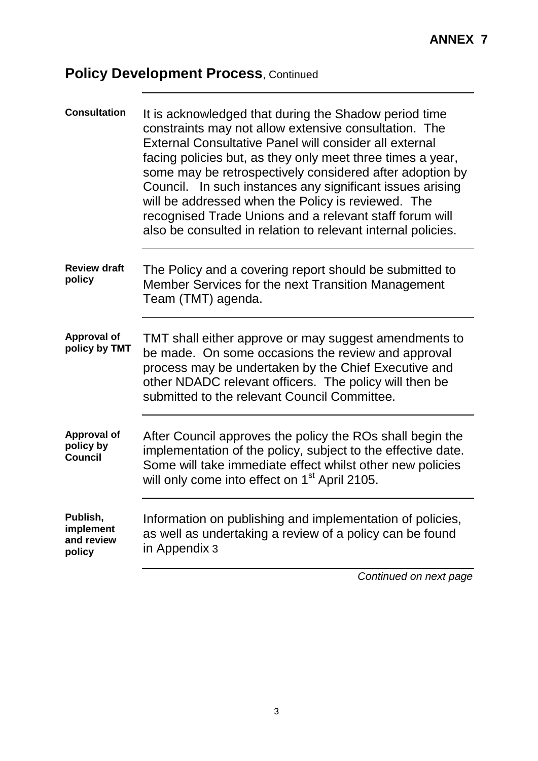**ANNEX 7**

## Policy Development Process, Continued

| | |
|---|---|
| **Consultation** | It is acknowledged that during the Shadow period time constraints may not allow extensive consultation. The External Consultative Panel will consider all external facing policies but, as they only meet three times a year, some may be retrospectively considered after adoption by Council. In such instances any significant issues arising will be addressed when the Policy is reviewed. The recognised Trade Unions and a relevant staff forum will also be consulted in relation to relevant internal policies. |
| **Review draft policy** | The Policy and a covering report should be submitted to Member Services for the next Transition Management Team (TMT) agenda. |
| **Approval of policy by TMT** | TMT shall either approve or may suggest amendments to be made. On some occasions the review and approval process may be undertaken by the Chief Executive and other NDADC relevant officers. The policy will then be submitted to the relevant Council Committee. |
| **Approval of policy by Council** | After Council approves the policy the ROs shall begin the implementation of the policy, subject to the effective date. Some will take immediate effect whilst other new policies will only come into effect on 1st April 2105. |
| **Publish, implement and review policy** | Information on publishing and implementation of policies, as well as undertaking a review of a policy can be found in Appendix 3 |

*Continued on next page*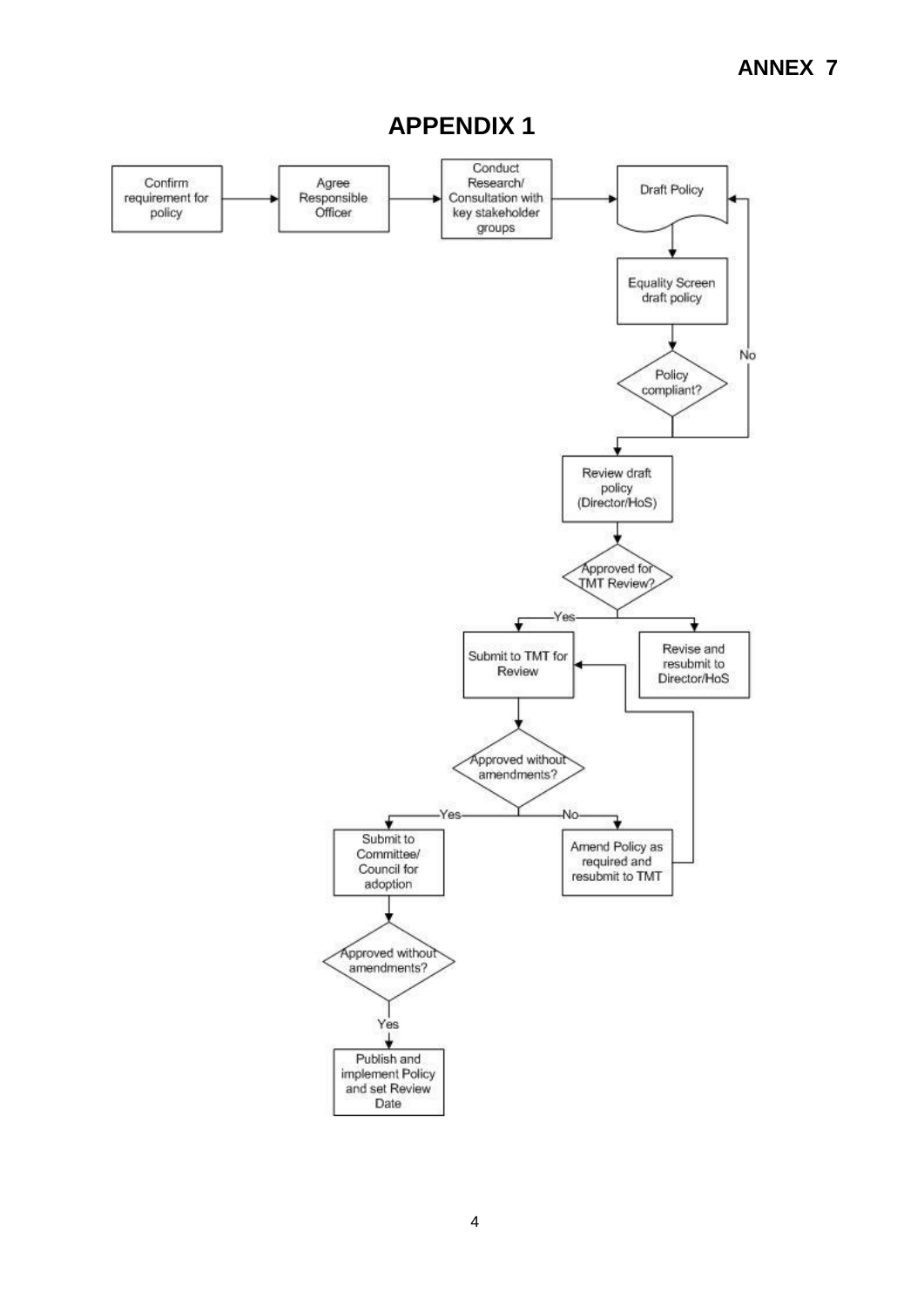**ANNEX 7**

# APPENDIX 1

Confirm requirement for policy → Agree Responsible Officer → Conduct Research/ Consultation with key stakeholder groups → Draft Policy

Draft Policy → Equality Screen draft policy → Policy compliant?

- No → Draft Policy
- (Yes) → Review draft policy (Director/HoS)

Review draft policy (Director/HoS) → Approved for TMT Review?

- Yes → Submit to TMT for Review
- (No) → Revise and resubmit to Director/HoS

Submit to TMT for Review → Approved without amendments?

- Yes → Submit to Committee/ Council for adoption
- No → Amend Policy as required and resubmit to TMT → Submit to TMT for Review

Submit to Committee/ Council for adoption → Approved without amendments?

- Yes → Publish and implement Policy and set Review Date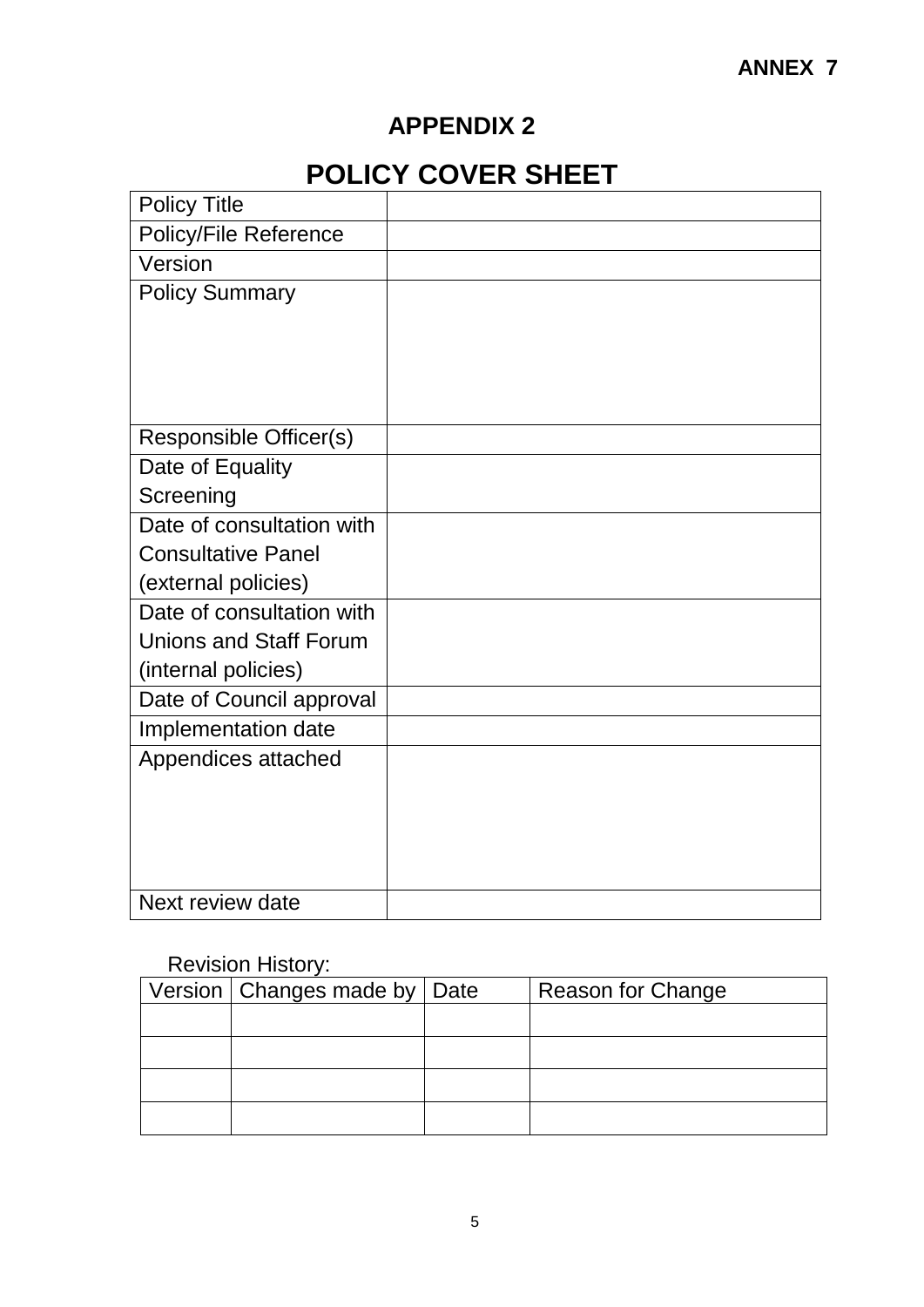**ANNEX 7**

## APPENDIX 2

# POLICY COVER SHEET

| Policy Title | |
|---|---|
| Policy/File Reference | |
| Version | |
| Policy Summary | |
| Responsible Officer(s) | |
| Date of Equality Screening | |
| Date of consultation with Consultative Panel (external policies) | |
| Date of consultation with Unions and Staff Forum (internal policies) | |
| Date of Council approval | |
| Implementation date | |
| Appendices attached | |
| Next review date | |

Revision History:

| Version | Changes made by | Date | Reason for Change |
|---|---|---|---|
| | | | |
| | | | |
| | | | |
| | | | |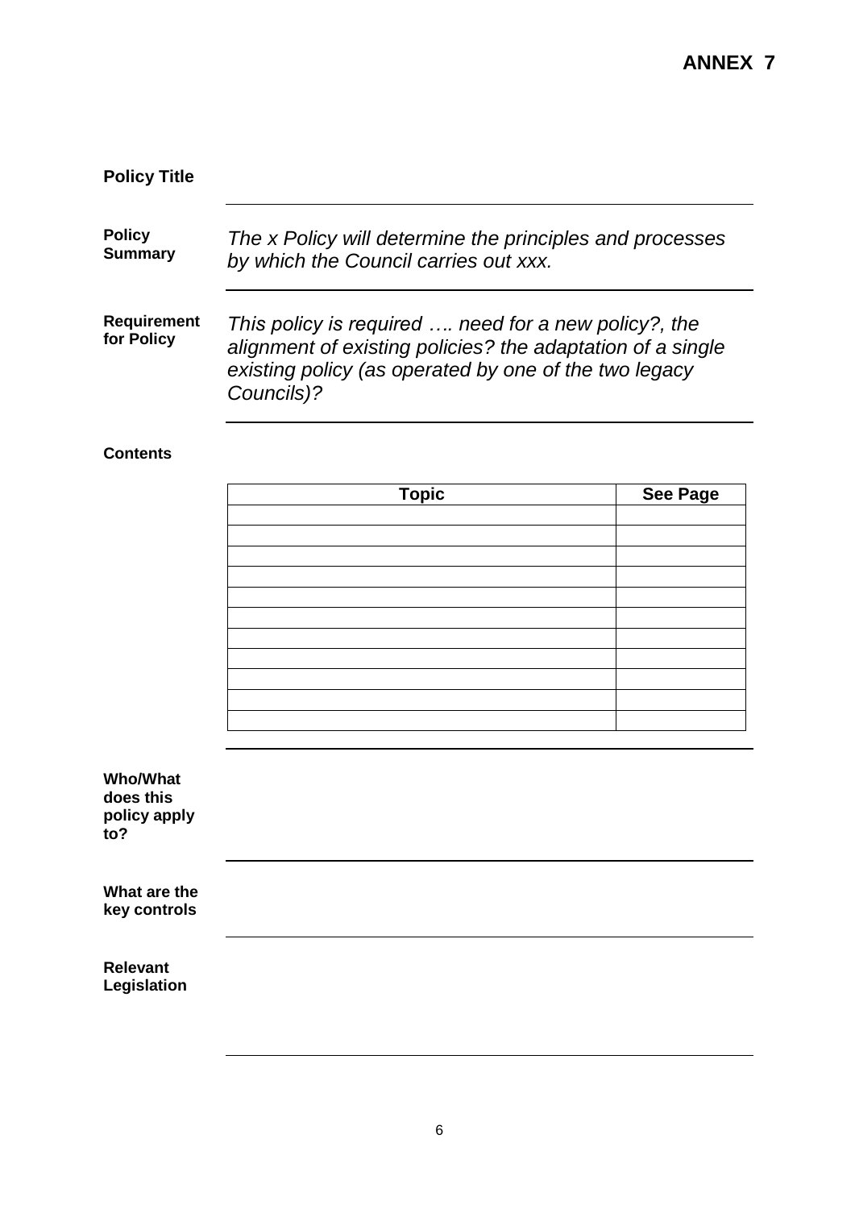# ANNEX 7

**Policy Title**

---

**Policy Summary**

*The x Policy will determine the principles and processes by which the Council carries out xxx.*

---

**Requirement for Policy**

*This policy is required …. need for a new policy?, the alignment of existing policies? the adaptation of a single existing policy (as operated by one of the two legacy Councils)?*

---

**Contents**

| Topic | See Page |
| --- | --- |
| | |
| | |
| | |
| | |
| | |
| | |
| | |
| | |
| | |
| | |
| | |

---

**Who/What does this policy apply to?**

---

**What are the key controls**

---

**Relevant Legislation**

---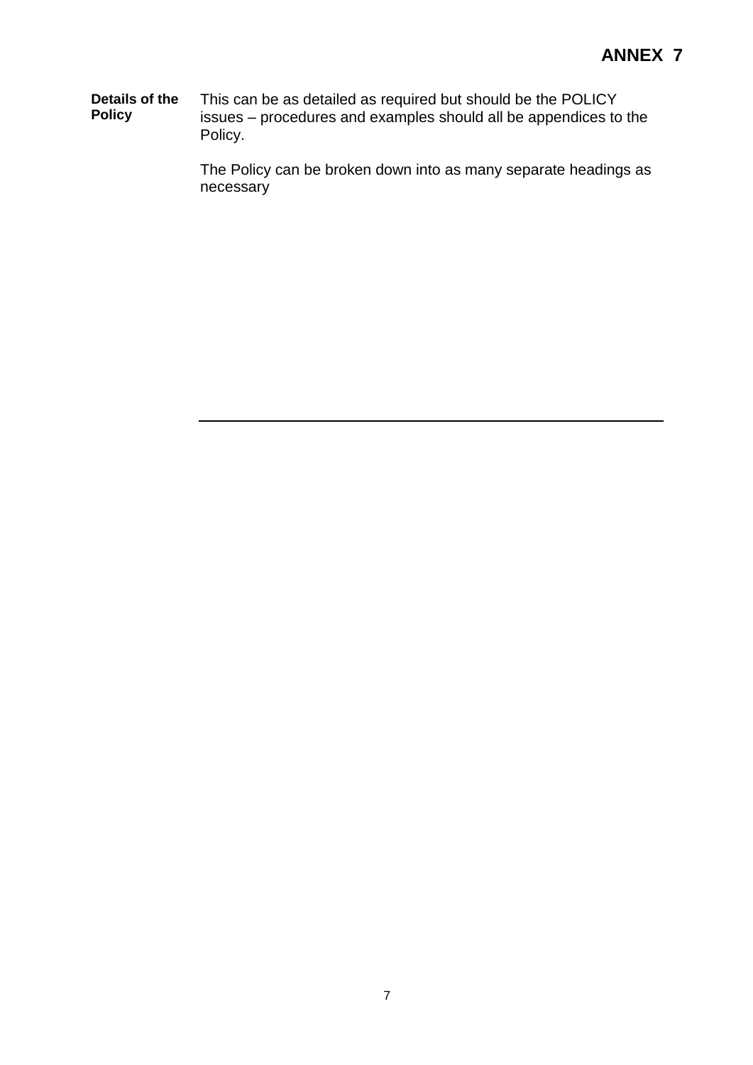## ANNEX 7

| | |
|---|---|
| **Details of the Policy** | This can be as detailed as required but should be the POLICY issues – procedures and examples should all be appendices to the Policy.<br><br>The Policy can be broken down into as many separate headings as necessary |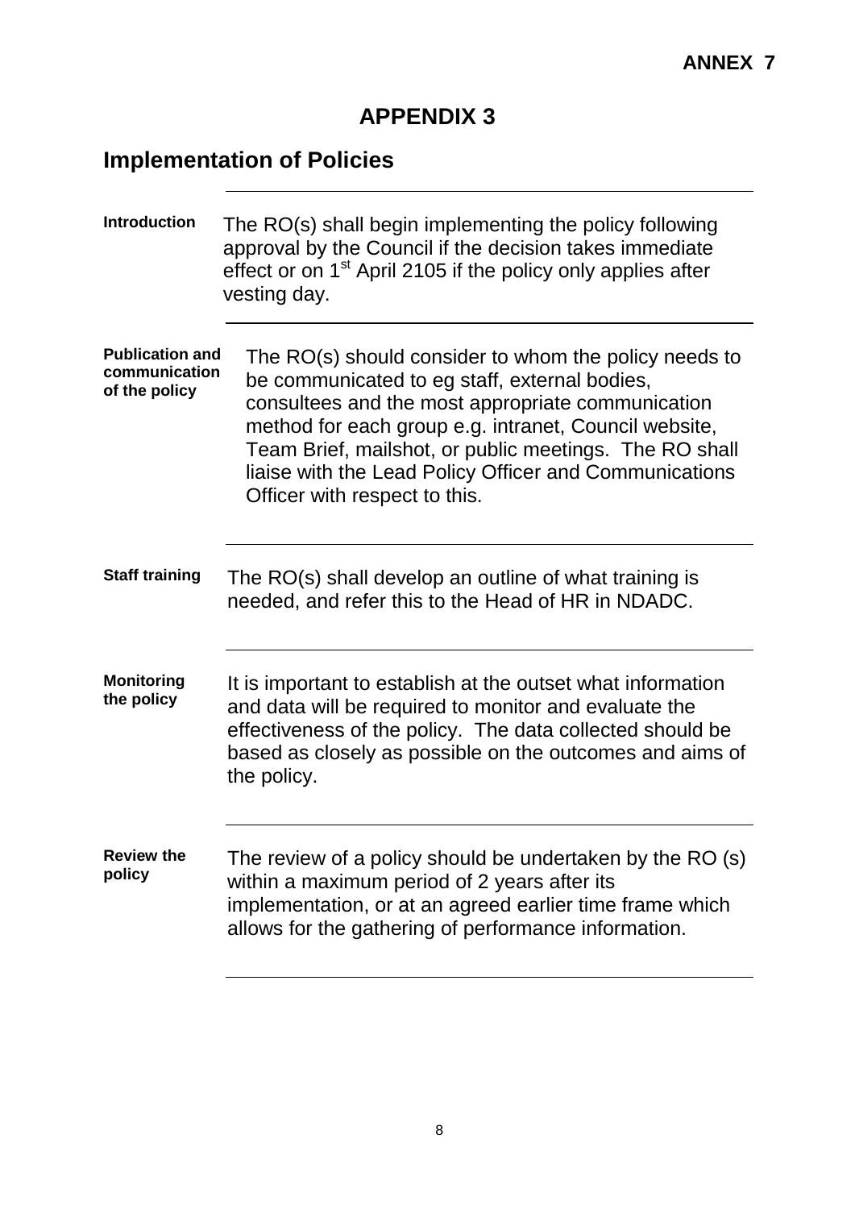**ANNEX 7**

# APPENDIX 3

## Implementation of Policies

| | |
|---|---|
| **Introduction** | The RO(s) shall begin implementing the policy following approval by the Council if the decision takes immediate effect or on 1st April 2105 if the policy only applies after vesting day. |
| **Publication and communication of the policy** | The RO(s) should consider to whom the policy needs to be communicated to eg staff, external bodies, consultees and the most appropriate communication method for each group e.g. intranet, Council website, Team Brief, mailshot, or public meetings. The RO shall liaise with the Lead Policy Officer and Communications Officer with respect to this. |
| **Staff training** | The RO(s) shall develop an outline of what training is needed, and refer this to the Head of HR in NDADC. |
| **Monitoring the policy** | It is important to establish at the outset what information and data will be required to monitor and evaluate the effectiveness of the policy. The data collected should be based as closely as possible on the outcomes and aims of the policy. |
| **Review the policy** | The review of a policy should be undertaken by the RO (s) within a maximum period of 2 years after its implementation, or at an agreed earlier time frame which allows for the gathering of performance information. |